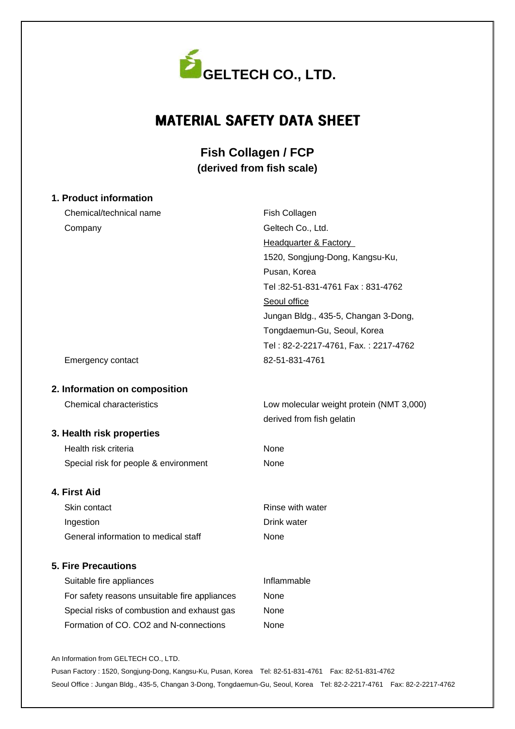**GELTECH CO., LTD.**

# MATERIAL SAFETY DATA SHEET

## Fish Collagen / FCP
**(derived from fish scale)**

### 1. Product information

| | |
|---|---|
| Chemical/technical name | Fish Collagen |
| Company | Geltech Co., Ltd.<br>Headquarter & Factory<br>1520, Songjung-Dong, Kangsu-Ku,<br>Pusan, Korea<br>Tel :82-51-831-4761 Fax : 831-4762<br>Seoul office<br>Jungan Bldg., 435-5, Changan 3-Dong,<br>Tongdaemun-Gu, Seoul, Korea<br>Tel : 82-2-2217-4761, Fax. : 2217-4762 |
| Emergency contact | 82-51-831-4761 |

### 2. Information on composition

| | |
|---|---|
| Chemical characteristics | Low molecular weight protein (NMT 3,000) derived from fish gelatin |

### 3. Health risk properties

| | |
|---|---|
| Health risk criteria | None |
| Special risk for people & environment | None |

### 4. First Aid

| | |
|---|---|
| Skin contact | Rinse with water |
| Ingestion | Drink water |
| General information to medical staff | None |

### 5. Fire Precautions

| | |
|---|---|
| Suitable fire appliances | Inflammable |
| For safety reasons unsuitable fire appliances | None |
| Special risks of combustion and exhaust gas | None |
| Formation of CO. CO2 and N-connections | None |

An Information from GELTECH CO., LTD.

Pusan Factory : 1520, Songjung-Dong, Kangsu-Ku, Pusan, Korea Tel: 82-51-831-4761 Fax: 82-51-831-4762

Seoul Office : Jungan Bldg., 435-5, Changan 3-Dong, Tongdaemun-Gu, Seoul, Korea Tel: 82-2-2217-4761 Fax: 82-2-2217-4762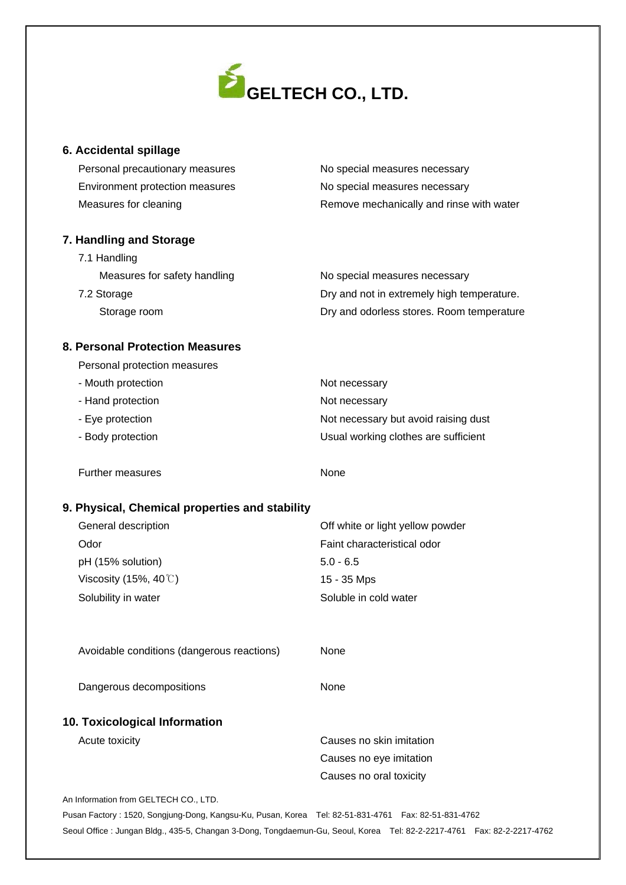# GELTECH CO., LTD.

## 6. Accidental spillage

| | |
|---|---|
| Personal precautionary measures | No special measures necessary |
| Environment protection measures | No special measures necessary |
| Measures for cleaning | Remove mechanically and rinse with water |

## 7. Handling and Storage

| | |
|---|---|
| 7.1 Handling | |
| Measures for safety handling | No special measures necessary |
| 7.2 Storage | Dry and not in extremely high temperature. |
| Storage room | Dry and odorless stores. Room temperature |

## 8. Personal Protection Measures

| | |
|---|---|
| Personal protection measures | |
| - Mouth protection | Not necessary |
| - Hand protection | Not necessary |
| - Eye protection | Not necessary but avoid raising dust |
| - Body protection | Usual working clothes are sufficient |
| Further measures | None |

## 9. Physical, Chemical properties and stability

| | |
|---|---|
| General description | Off white or light yellow powder |
| Odor | Faint characteristical odor |
| pH (15% solution) | 5.0 - 6.5 |
| Viscosity (15%, 40℃) | 15 - 35 Mps |
| Solubility in water | Soluble in cold water |
| Avoidable conditions (dangerous reactions) | None |
| Dangerous decompositions | None |

## 10. Toxicological Information

| | |
|---|---|
| Acute toxicity | Causes no skin imitation |
| | Causes no eye imitation |
| | Causes no oral toxicity |

An Information from GELTECH CO., LTD.

Pusan Factory : 1520, Songjung-Dong, Kangsu-Ku, Pusan, Korea Tel: 82-51-831-4761 Fax: 82-51-831-4762

Seoul Office : Jungan Bldg., 435-5, Changan 3-Dong, Tongdaemun-Gu, Seoul, Korea Tel: 82-2-2217-4761 Fax: 82-2-2217-4762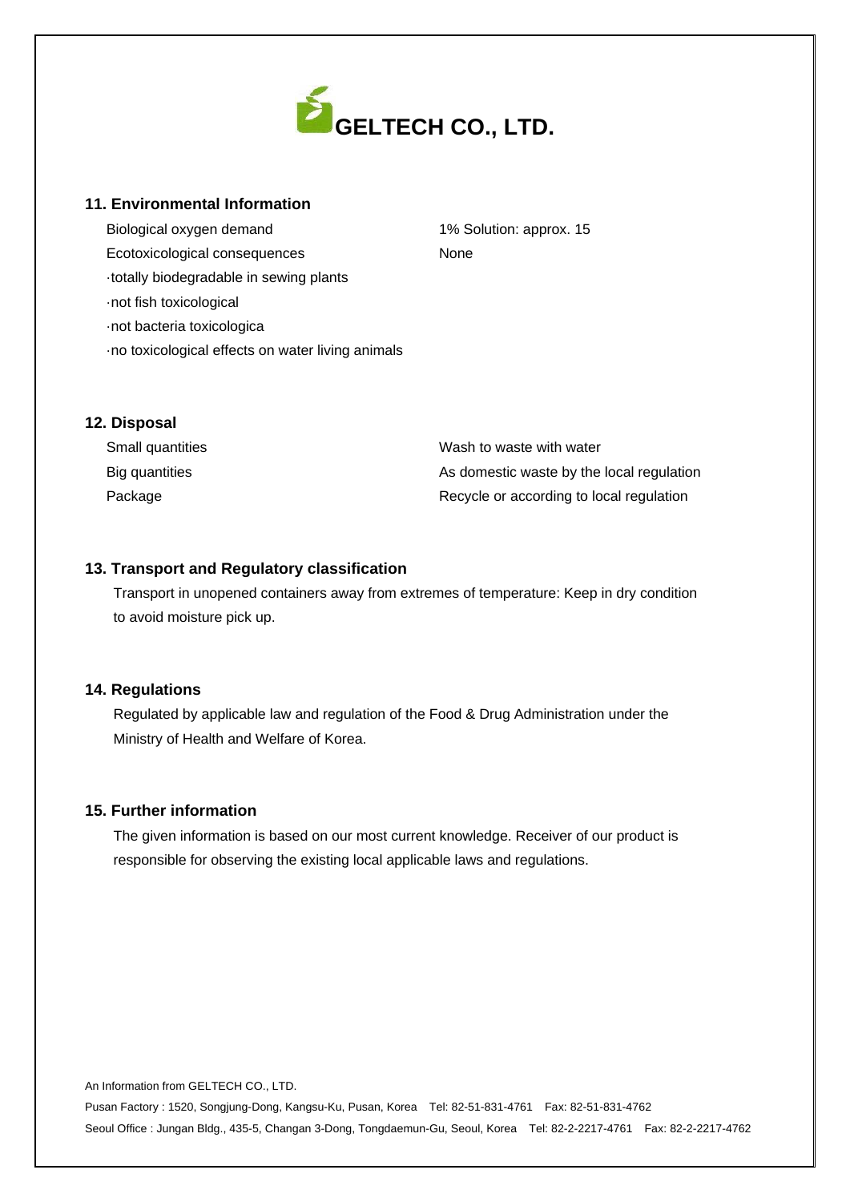# GELTECH CO., LTD.

## 11. Environmental Information

| | |
|---|---|
| Biological oxygen demand | 1% Solution: approx. 15 |
| Ecotoxicological consequences | None |

·totally biodegradable in sewing plants

·not fish toxicological

·not bacteria toxicologica

·no toxicological effects on water living animals

## 12. Disposal

| | |
|---|---|
| Small quantities | Wash to waste with water |
| Big quantities | As domestic waste by the local regulation |
| Package | Recycle or according to local regulation |

## 13. Transport and Regulatory classification

Transport in unopened containers away from extremes of temperature: Keep in dry condition to avoid moisture pick up.

## 14. Regulations

Regulated by applicable law and regulation of the Food & Drug Administration under the Ministry of Health and Welfare of Korea.

## 15. Further information

The given information is based on our most current knowledge. Receiver of our product is responsible for observing the existing local applicable laws and regulations.

An Information from GELTECH CO., LTD.

Pusan Factory : 1520, Songjung-Dong, Kangsu-Ku, Pusan, Korea Tel: 82-51-831-4761 Fax: 82-51-831-4762

Seoul Office : Jungan Bldg., 435-5, Changan 3-Dong, Tongdaemun-Gu, Seoul, Korea Tel: 82-2-2217-4761 Fax: 82-2-2217-4762